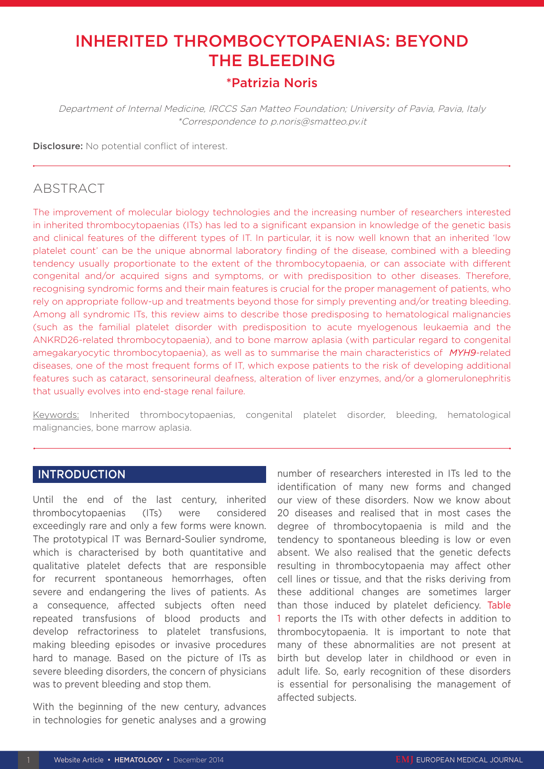# INHERITED THROMBOCYTOPAENIAS: BEYOND THE BLEEDING

## *Patrizia Noris

*Department of Internal Medicine, IRCCS San Matteo Foundation; University of Pavia, Pavia, Italy*
*\*Correspondence to p.noris@smatteo.pv.it*

**Disclosure:** No potential conflict of interest.

## ABSTRACT

The improvement of molecular biology technologies and the increasing number of researchers interested in inherited thrombocytopaenias (ITs) has led to a significant expansion in knowledge of the genetic basis and clinical features of the different types of IT. In particular, it is now well known that an inherited 'low platelet count' can be the unique abnormal laboratory finding of the disease, combined with a bleeding tendency usually proportionate to the extent of the thrombocytopaenia, or can associate with different congenital and/or acquired signs and symptoms, or with predisposition to other diseases. Therefore, recognising syndromic forms and their main features is crucial for the proper management of patients, who rely on appropriate follow-up and treatments beyond those for simply preventing and/or treating bleeding. Among all syndromic ITs, this review aims to describe those predisposing to hematological malignancies (such as the familial platelet disorder with predisposition to acute myelogenous leukaemia and the ANKRD26-related thrombocytopaenia), and to bone marrow aplasia (with particular regard to congenital amegakaryocytic thrombocytopaenia), as well as to summarise the main characteristics of *MYH9*-related diseases, one of the most frequent forms of IT, which expose patients to the risk of developing additional features such as cataract, sensorineural deafness, alteration of liver enzymes, and/or a glomerulonephritis that usually evolves into end-stage renal failure.

Keywords: Inherited thrombocytopaenias, congenital platelet disorder, bleeding, hematological malignancies, bone marrow aplasia.

## INTRODUCTION

Until the end of the last century, inherited thrombocytopaenias (ITs) were considered exceedingly rare and only a few forms were known. The prototypical IT was Bernard-Soulier syndrome, which is characterised by both quantitative and qualitative platelet defects that are responsible for recurrent spontaneous hemorrhages, often severe and endangering the lives of patients. As a consequence, affected subjects often need repeated transfusions of blood products and develop refractoriness to platelet transfusions, making bleeding episodes or invasive procedures hard to manage. Based on the picture of ITs as severe bleeding disorders, the concern of physicians was to prevent bleeding and stop them.

With the beginning of the new century, advances in technologies for genetic analyses and a growing number of researchers interested in ITs led to the identification of many new forms and changed our view of these disorders. Now we know about 20 diseases and realised that in most cases the degree of thrombocytopaenia is mild and the tendency to spontaneous bleeding is low or even absent. We also realised that the genetic defects resulting in thrombocytopaenia may affect other cell lines or tissue, and that the risks deriving from these additional changes are sometimes larger than those induced by platelet deficiency. Table 1 reports the ITs with other defects in addition to thrombocytopaenia. It is important to note that many of these abnormalities are not present at birth but develop later in childhood or even in adult life. So, early recognition of these disorders is essential for personalising the management of affected subjects.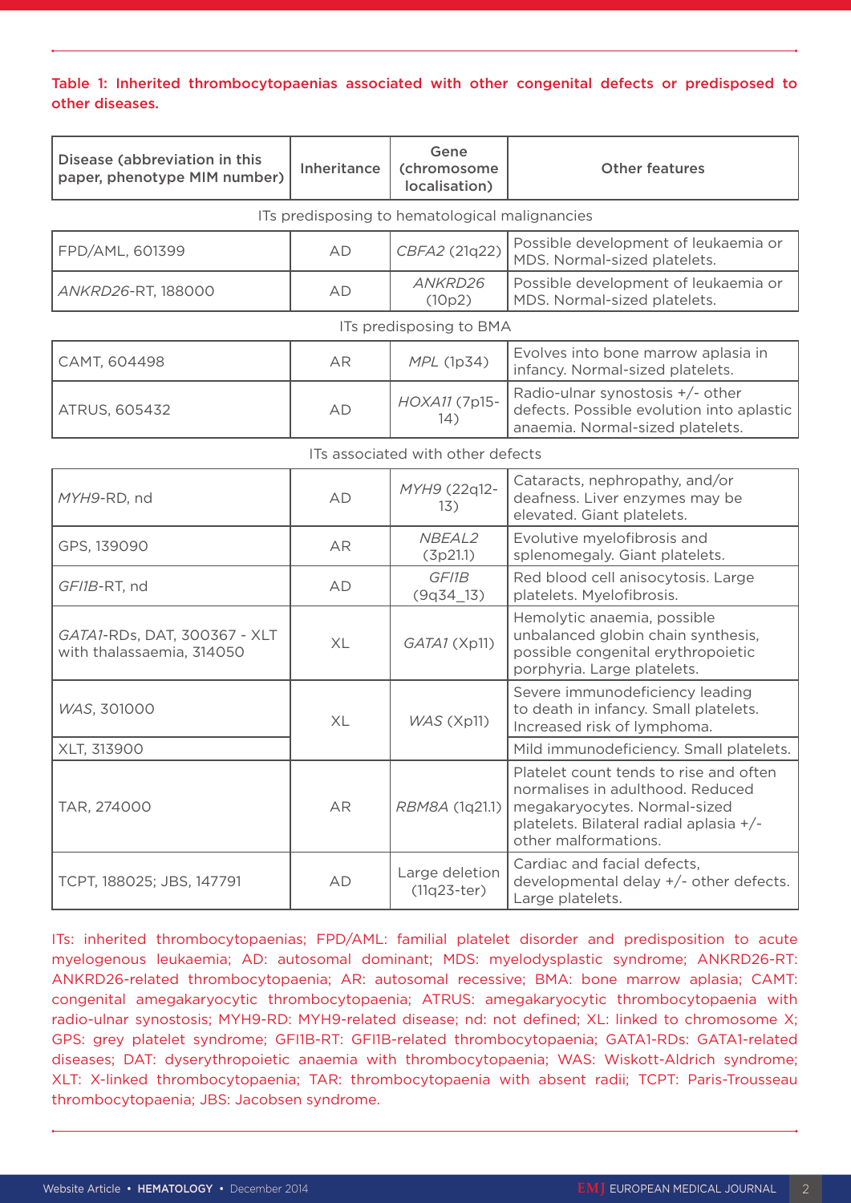**Table 1: Inherited thrombocytopaenias associated with other congenital defects or predisposed to other diseases.**

| Disease (abbreviation in this paper, phenotype MIM number) | Inheritance | Gene (chromosome localisation) | Other features |
|---|---|---|---|
| ITs predisposing to hematological malignancies | | | |
| FPD/AML, 601399 | AD | *CBFA2* (21q22) | Possible development of leukaemia or MDS. Normal-sized platelets. |
| *ANKRD26*-RT, 188000 | AD | *ANKRD26* (10p2) | Possible development of leukaemia or MDS. Normal-sized platelets. |
| ITs predisposing to BMA | | | |
| CAMT, 604498 | AR | *MPL* (1p34) | Evolves into bone marrow aplasia in infancy. Normal-sized platelets. |
| ATRUS, 605432 | AD | *HOXA11* (7p15-14) | Radio-ulnar synostosis +/- other defects. Possible evolution into aplastic anaemia. Normal-sized platelets. |
| ITs associated with other defects | | | |
| *MYH9*-RD, nd | AD | *MYH9* (22q12-13) | Cataracts, nephropathy, and/or deafness. Liver enzymes may be elevated. Giant platelets. |
| GPS, 139090 | AR | *NBEAL2* (3p21.1) | Evolutive myelofibrosis and splenomegaly. Giant platelets. |
| *GFI1B*-RT, nd | AD | *GFI1B* (9q34_13) | Red blood cell anisocytosis. Large platelets. Myelofibrosis. |
| *GATA1*-RDs, DAT, 300367 - XLT with thalassaemia, 314050 | XL | *GATA1* (Xp11) | Hemolytic anaemia, possible unbalanced globin chain synthesis, possible congenital erythropoietic porphyria. Large platelets. |
| *WAS*, 301000 | XL | *WAS* (Xp11) | Severe immunodeficiency leading to death in infancy. Small platelets. Increased risk of lymphoma. |
| XLT, 313900 | | | Mild immunodeficiency. Small platelets. |
| TAR, 274000 | AR | *RBM8A* (1q21.1) | Platelet count tends to rise and often normalises in adulthood. Reduced megakaryocytes. Normal-sized platelets. Bilateral radial aplasia +/- other malformations. |
| TCPT, 188025; JBS, 147791 | AD | Large deletion (11q23-ter) | Cardiac and facial defects, developmental delay +/- other defects. Large platelets. |

ITs: inherited thrombocytopaenias; FPD/AML: familial platelet disorder and predisposition to acute myelogenous leukaemia; AD: autosomal dominant; MDS: myelodysplastic syndrome; ANKRD26-RT: ANKRD26-related thrombocytopaenia; AR: autosomal recessive; BMA: bone marrow aplasia; CAMT: congenital amegakaryocytic thrombocytopaenia; ATRUS: amegakaryocytic thrombocytopaenia with radio-ulnar synostosis; MYH9-RD: MYH9-related disease; nd: not defined; XL: linked to chromosome X; GPS: grey platelet syndrome; GFI1B-RT: GFI1B-related thrombocytopaenia; GATA1-RDs: GATA1-related diseases; DAT: dyserythropoietic anaemia with thrombocytopaenia; WAS: Wiskott-Aldrich syndrome; XLT: X-linked thrombocytopaenia; TAR: thrombocytopaenia with absent radii; TCPT: Paris-Trousseau thrombocytopaenia; JBS: Jacobsen syndrome.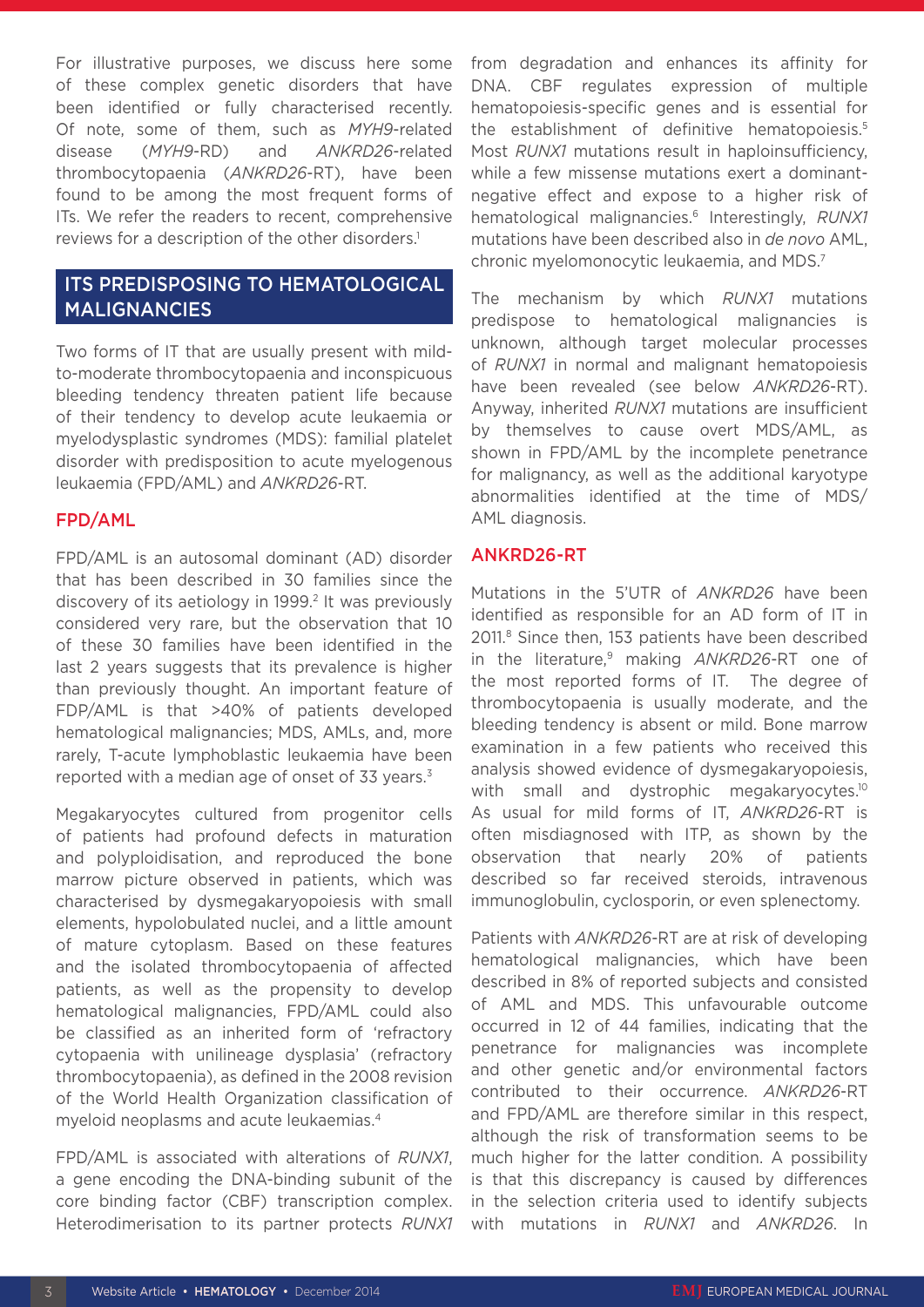For illustrative purposes, we discuss here some of these complex genetic disorders that have been identified or fully characterised recently. Of note, some of them, such as *MYH9*-related disease (*MYH9*-RD) and *ANKRD26*-related thrombocytopaenia (*ANKRD26*-RT), have been found to be among the most frequent forms of ITs. We refer the readers to recent, comprehensive reviews for a description of the other disorders.[1]

## ITS PREDISPOSING TO HEMATOLOGICAL MALIGNANCIES

Two forms of IT that are usually present with mild-to-moderate thrombocytopaenia and inconspicuous bleeding tendency threaten patient life because of their tendency to develop acute leukaemia or myelodysplastic syndromes (MDS): familial platelet disorder with predisposition to acute myelogenous leukaemia (FPD/AML) and *ANKRD26*-RT.

### FPD/AML

FPD/AML is an autosomal dominant (AD) disorder that has been described in 30 families since the discovery of its aetiology in 1999.[2] It was previously considered very rare, but the observation that 10 of these 30 families have been identified in the last 2 years suggests that its prevalence is higher than previously thought. An important feature of FDP/AML is that >40% of patients developed hematological malignancies; MDS, AMLs, and, more rarely, T-acute lymphoblastic leukaemia have been reported with a median age of onset of 33 years.[3]

Megakaryocytes cultured from progenitor cells of patients had profound defects in maturation and polyploidisation, and reproduced the bone marrow picture observed in patients, which was characterised by dysmegakaryopoiesis with small elements, hypolobulated nuclei, and a little amount of mature cytoplasm. Based on these features and the isolated thrombocytopaenia of affected patients, as well as the propensity to develop hematological malignancies, FPD/AML could also be classified as an inherited form of 'refractory cytopaenia with unilineage dysplasia' (refractory thrombocytopaenia), as defined in the 2008 revision of the World Health Organization classification of myeloid neoplasms and acute leukaemias.[4]

FPD/AML is associated with alterations of *RUNX1*, a gene encoding the DNA-binding subunit of the core binding factor (CBF) transcription complex. Heterodimerisation to its partner protects *RUNX1* from degradation and enhances its affinity for DNA. CBF regulates expression of multiple hematopoiesis-specific genes and is essential for the establishment of definitive hematopoiesis.[5] Most *RUNX1* mutations result in haploinsufficiency, while a few missense mutations exert a dominant-negative effect and expose to a higher risk of hematological malignancies.[6] Interestingly, *RUNX1* mutations have been described also in *de novo* AML, chronic myelomonocytic leukaemia, and MDS.[7]

The mechanism by which *RUNX1* mutations predispose to hematological malignancies is unknown, although target molecular processes of *RUNX1* in normal and malignant hematopoiesis have been revealed (see below *ANKRD26*-RT). Anyway, inherited *RUNX1* mutations are insufficient by themselves to cause overt MDS/AML, as shown in FPD/AML by the incomplete penetrance for malignancy, as well as the additional karyotype abnormalities identified at the time of MDS/AML diagnosis.

### ANKRD26-RT

Mutations in the 5'UTR of *ANKRD26* have been identified as responsible for an AD form of IT in 2011.[8] Since then, 153 patients have been described in the literature,[9] making *ANKRD26*-RT one of the most reported forms of IT. The degree of thrombocytopaenia is usually moderate, and the bleeding tendency is absent or mild. Bone marrow examination in a few patients who received this analysis showed evidence of dysmegakaryopoiesis, with small and dystrophic megakaryocytes.[10] As usual for mild forms of IT, *ANKRD26*-RT is often misdiagnosed with ITP, as shown by the observation that nearly 20% of patients described so far received steroids, intravenous immunoglobulin, cyclosporin, or even splenectomy.

Patients with *ANKRD26*-RT are at risk of developing hematological malignancies, which have been described in 8% of reported subjects and consisted of AML and MDS. This unfavourable outcome occurred in 12 of 44 families, indicating that the penetrance for malignancies was incomplete and other genetic and/or environmental factors contributed to their occurrence. *ANKRD26*-RT and FPD/AML are therefore similar in this respect, although the risk of transformation seems to be much higher for the latter condition. A possibility is that this discrepancy is caused by differences in the selection criteria used to identify subjects with mutations in *RUNX1* and *ANKRD26*. In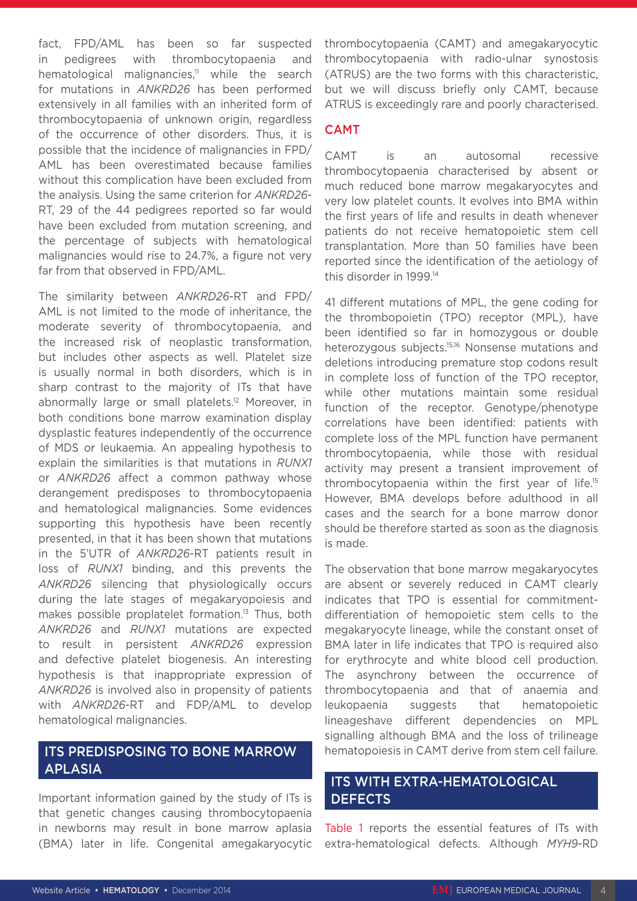fact, FPD/AML has been so far suspected in pedigrees with thrombocytopaenia and hematological malignancies,[11] while the search for mutations in *ANKRD26* has been performed extensively in all families with an inherited form of thrombocytopaenia of unknown origin, regardless of the occurrence of other disorders. Thus, it is possible that the incidence of malignancies in FPD/AML has been overestimated because families without this complication have been excluded from the analysis. Using the same criterion for *ANKRD26*-RT, 29 of the 44 pedigrees reported so far would have been excluded from mutation screening, and the percentage of subjects with hematological malignancies would rise to 24.7%, a figure not very far from that observed in FPD/AML.

The similarity between *ANKRD26*-RT and FPD/AML is not limited to the mode of inheritance, the moderate severity of thrombocytopaenia, and the increased risk of neoplastic transformation, but includes other aspects as well. Platelet size is usually normal in both disorders, which is in sharp contrast to the majority of ITs that have abnormally large or small platelets.[12] Moreover, in both conditions bone marrow examination display dysplastic features independently of the occurrence of MDS or leukaemia. An appealing hypothesis to explain the similarities is that mutations in *RUNX1* or *ANKRD26* affect a common pathway whose derangement predisposes to thrombocytopaenia and hematological malignancies. Some evidences supporting this hypothesis have been recently presented, in that it has been shown that mutations in the 5'UTR of *ANKRD26*-RT patients result in loss of *RUNX1* binding, and this prevents the *ANKRD26* silencing that physiologically occurs during the late stages of megakaryopoiesis and makes possible proplatelet formation.[13] Thus, both *ANKRD26* and *RUNX1* mutations are expected to result in persistent *ANKRD26* expression and defective platelet biogenesis. An interesting hypothesis is that inappropriate expression of *ANKRD26* is involved also in propensity of patients with *ANKRD26*-RT and FDP/AML to develop hematological malignancies.

## ITS PREDISPOSING TO BONE MARROW APLASIA

Important information gained by the study of ITs is that genetic changes causing thrombocytopaenia in newborns may result in bone marrow aplasia (BMA) later in life. Congenital amegakaryocytic thrombocytopaenia (CAMT) and amegakaryocytic thrombocytopaenia with radio-ulnar synostosis (ATRUS) are the two forms with this characteristic, but we will discuss briefly only CAMT, because ATRUS is exceedingly rare and poorly characterised.

### CAMT

CAMT is an autosomal recessive thrombocytopaenia characterised by absent or much reduced bone marrow megakaryocytes and very low platelet counts. It evolves into BMA within the first years of life and results in death whenever patients do not receive hematopoietic stem cell transplantation. More than 50 families have been reported since the identification of the aetiology of this disorder in 1999.[14]

41 different mutations of MPL, the gene coding for the thrombopoietin (TPO) receptor (MPL), have been identified so far in homozygous or double heterozygous subjects.[15,16] Nonsense mutations and deletions introducing premature stop codons result in complete loss of function of the TPO receptor, while other mutations maintain some residual function of the receptor. Genotype/phenotype correlations have been identified: patients with complete loss of the MPL function have permanent thrombocytopaenia, while those with residual activity may present a transient improvement of thrombocytopaenia within the first year of life.[15] However, BMA develops before adulthood in all cases and the search for a bone marrow donor should be therefore started as soon as the diagnosis is made.

The observation that bone marrow megakaryocytes are absent or severely reduced in CAMT clearly indicates that TPO is essential for commitment-differentiation of hemopoietic stem cells to the megakaryocyte lineage, while the constant onset of BMA later in life indicates that TPO is required also for erythrocyte and white blood cell production. The asynchrony between the occurrence of thrombocytopaenia and that of anaemia and leukopaenia suggests that hematopoietic lineageshave different dependencies on MPL signalling although BMA and the loss of trilineage hematopoiesis in CAMT derive from stem cell failure.

## ITS WITH EXTRA-HEMATOLOGICAL DEFECTS

Table 1 reports the essential features of ITs with extra-hematological defects. Although *MYH9*-RD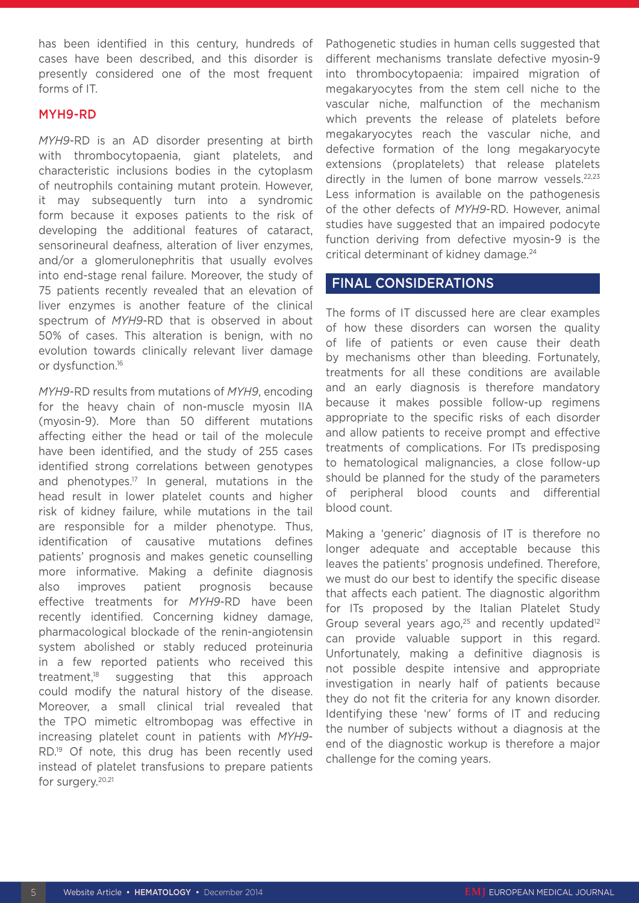has been identified in this century, hundreds of cases have been described, and this disorder is presently considered one of the most frequent forms of IT.

## MYH9-RD

*MYH9*-RD is an AD disorder presenting at birth with thrombocytopaenia, giant platelets, and characteristic inclusions bodies in the cytoplasm of neutrophils containing mutant protein. However, it may subsequently turn into a syndromic form because it exposes patients to the risk of developing the additional features of cataract, sensorineural deafness, alteration of liver enzymes, and/or a glomerulonephritis that usually evolves into end-stage renal failure. Moreover, the study of 75 patients recently revealed that an elevation of liver enzymes is another feature of the clinical spectrum of *MYH9*-RD that is observed in about 50% of cases. This alteration is benign, with no evolution towards clinically relevant liver damage or dysfunction.[16]

*MYH9*-RD results from mutations of *MYH9*, encoding for the heavy chain of non-muscle myosin IIA (myosin-9). More than 50 different mutations affecting either the head or tail of the molecule have been identified, and the study of 255 cases identified strong correlations between genotypes and phenotypes.[17] In general, mutations in the head result in lower platelet counts and higher risk of kidney failure, while mutations in the tail are responsible for a milder phenotype. Thus, identification of causative mutations defines patients' prognosis and makes genetic counselling more informative. Making a definite diagnosis also improves patient prognosis because effective treatments for *MYH9*-RD have been recently identified. Concerning kidney damage, pharmacological blockade of the renin-angiotensin system abolished or stably reduced proteinuria in a few reported patients who received this treatment,[18] suggesting that this approach could modify the natural history of the disease. Moreover, a small clinical trial revealed that the TPO mimetic eltrombopag was effective in increasing platelet count in patients with *MYH9*-RD.[19] Of note, this drug has been recently used instead of platelet transfusions to prepare patients for surgery.[20,21]

Pathogenetic studies in human cells suggested that different mechanisms translate defective myosin-9 into thrombocytopaenia: impaired migration of megakaryocytes from the stem cell niche to the vascular niche, malfunction of the mechanism which prevents the release of platelets before megakaryocytes reach the vascular niche, and defective formation of the long megakaryocyte extensions (proplatelets) that release platelets directly in the lumen of bone marrow vessels.[22,23] Less information is available on the pathogenesis of the other defects of *MYH9*-RD. However, animal studies have suggested that an impaired podocyte function deriving from defective myosin-9 is the critical determinant of kidney damage.[24]

## FINAL CONSIDERATIONS

The forms of IT discussed here are clear examples of how these disorders can worsen the quality of life of patients or even cause their death by mechanisms other than bleeding. Fortunately, treatments for all these conditions are available and an early diagnosis is therefore mandatory because it makes possible follow-up regimens appropriate to the specific risks of each disorder and allow patients to receive prompt and effective treatments of complications. For ITs predisposing to hematological malignancies, a close follow-up should be planned for the study of the parameters of peripheral blood counts and differential blood count.

Making a 'generic' diagnosis of IT is therefore no longer adequate and acceptable because this leaves the patients' prognosis undefined. Therefore, we must do our best to identify the specific disease that affects each patient. The diagnostic algorithm for ITs proposed by the Italian Platelet Study Group several years ago,[25] and recently updated[12] can provide valuable support in this regard. Unfortunately, making a definitive diagnosis is not possible despite intensive and appropriate investigation in nearly half of patients because they do not fit the criteria for any known disorder. Identifying these 'new' forms of IT and reducing the number of subjects without a diagnosis at the end of the diagnostic workup is therefore a major challenge for the coming years.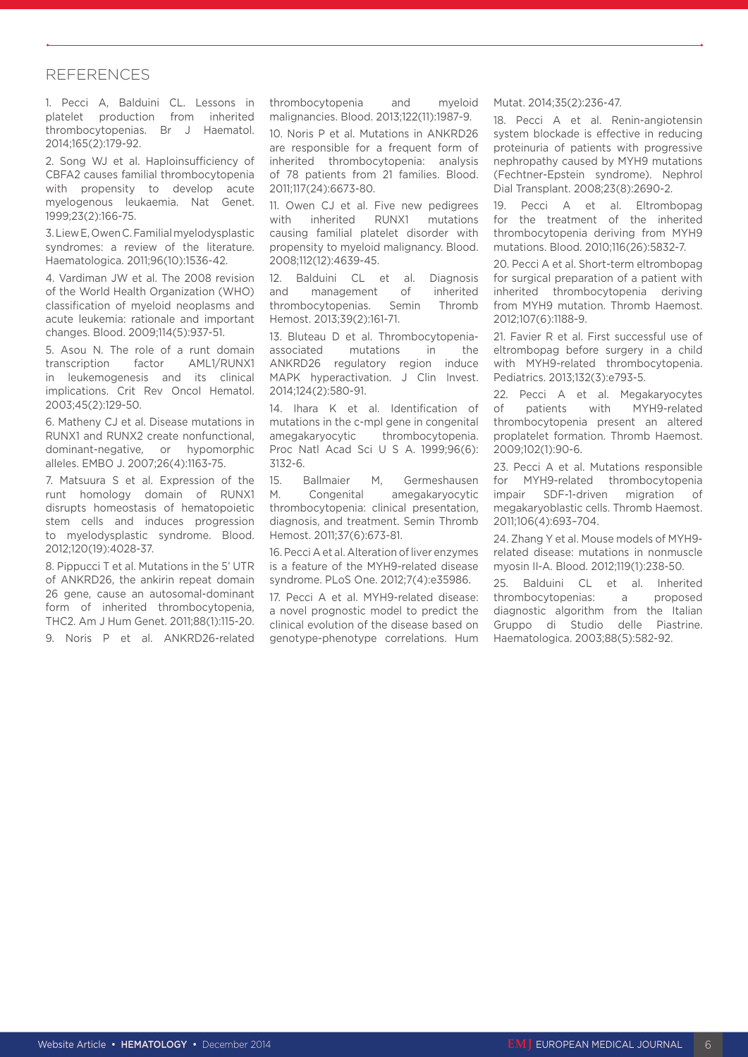## REFERENCES

1. Pecci A, Balduini CL. Lessons in platelet production from inherited thrombocytopenias. Br J Haematol. 2014;165(2):179-92.

2. Song WJ et al. Haploinsufficiency of CBFA2 causes familial thrombocytopenia with propensity to develop acute myelogenous leukaemia. Nat Genet. 1999;23(2):166-75.

3. Liew E, Owen C. Familial myelodysplastic syndromes: a review of the literature. Haematologica. 2011;96(10):1536-42.

4. Vardiman JW et al. The 2008 revision of the World Health Organization (WHO) classification of myeloid neoplasms and acute leukemia: rationale and important changes. Blood. 2009;114(5):937-51.

5. Asou N. The role of a runt domain transcription factor AML1/RUNX1 in leukemogenesis and its clinical implications. Crit Rev Oncol Hematol. 2003;45(2):129-50.

6. Matheny CJ et al. Disease mutations in RUNX1 and RUNX2 create nonfunctional, dominant-negative, or hypomorphic alleles. EMBO J. 2007;26(4):1163-75.

7. Matsuura S et al. Expression of the runt homology domain of RUNX1 disrupts homeostasis of hematopoietic stem cells and induces progression to myelodysplastic syndrome. Blood. 2012;120(19):4028-37.

8. Pippucci T et al. Mutations in the 5' UTR of ANKRD26, the ankirin repeat domain 26 gene, cause an autosomal-dominant form of inherited thrombocytopenia, THC2. Am J Hum Genet. 2011;88(1):115-20.

9. Noris P et al. ANKRD26-related thrombocytopenia and myeloid malignancies. Blood. 2013;122(11):1987-9.

10. Noris P et al. Mutations in ANKRD26 are responsible for a frequent form of inherited thrombocytopenia: analysis of 78 patients from 21 families. Blood. 2011;117(24):6673-80.

11. Owen CJ et al. Five new pedigrees with inherited RUNX1 mutations causing familial platelet disorder with propensity to myeloid malignancy. Blood. 2008;112(12):4639-45.

12. Balduini CL et al. Diagnosis and management of inherited thrombocytopenias. Semin Thromb Hemost. 2013;39(2):161-71.

13. Bluteau D et al. Thrombocytopenia-associated mutations in the ANKRD26 regulatory region induce MAPK hyperactivation. J Clin Invest. 2014;124(2):580-91.

14. Ihara K et al. Identification of mutations in the c-mpl gene in congenital amegakaryocytic thrombocytopenia. Proc Natl Acad Sci U S A. 1999;96(6):3132-6.

15. Ballmaier M, Germeshausen M. Congenital amegakaryocytic thrombocytopenia: clinical presentation, diagnosis, and treatment. Semin Thromb Hemost. 2011;37(6):673-81.

16. Pecci A et al. Alteration of liver enzymes is a feature of the MYH9-related disease syndrome. PLoS One. 2012;7(4):e35986.

17. Pecci A et al. MYH9-related disease: a novel prognostic model to predict the clinical evolution of the disease based on genotype-phenotype correlations. Hum Mutat. 2014;35(2):236-47.

18. Pecci A et al. Renin-angiotensin system blockade is effective in reducing proteinuria of patients with progressive nephropathy caused by MYH9 mutations (Fechtner-Epstein syndrome). Nephrol Dial Transplant. 2008;23(8):2690-2.

19. Pecci A et al. Eltrombopag for the treatment of the inherited thrombocytopenia deriving from MYH9 mutations. Blood. 2010;116(26):5832-7.

20. Pecci A et al. Short-term eltrombopag for surgical preparation of a patient with inherited thrombocytopenia deriving from MYH9 mutation. Thromb Haemost. 2012;107(6):1188-9.

21. Favier R et al. First successful use of eltrombopag before surgery in a child with MYH9-related thrombocytopenia. Pediatrics. 2013;132(3):e793-5.

22. Pecci A et al. Megakaryocytes of patients with MYH9-related thrombocytopenia present an altered proplatelet formation. Thromb Haemost. 2009;102(1):90-6.

23. Pecci A et al. Mutations responsible for MYH9-related thrombocytopenia impair SDF-1-driven migration of megakaryoblastic cells. Thromb Haemost. 2011;106(4):693–704.

24. Zhang Y et al. Mouse models of MYH9-related disease: mutations in nonmuscle myosin II-A. Blood. 2012;119(1):238-50.

25. Balduini CL et al. Inherited thrombocytopenias: a proposed diagnostic algorithm from the Italian Gruppo di Studio delle Piastrine. Haematologica. 2003;88(5):582-92.